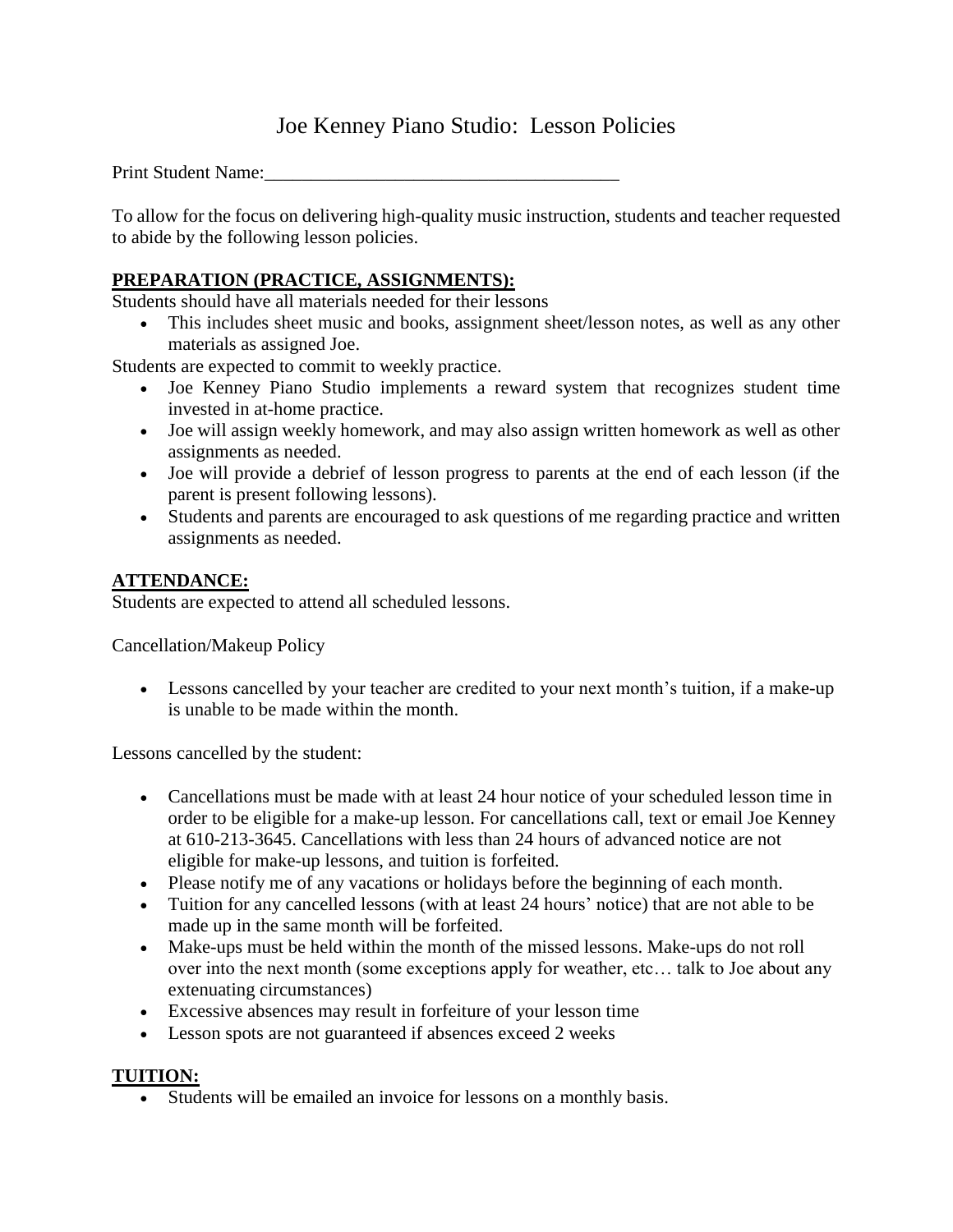# Joe Kenney Piano Studio: Lesson Policies

Print Student Name:______________________________________

To allow for the focus on delivering high-quality music instruction, students and teacher requested to abide by the following lesson policies.

## PREPARATION (PRACTICE, ASSIGNMENTS):

Students should have all materials needed for their lessons

- This includes sheet music and books, assignment sheet/lesson notes, as well as any other materials as assigned Joe.

Students are expected to commit to weekly practice.

- Joe Kenney Piano Studio implements a reward system that recognizes student time invested in at-home practice.
- Joe will assign weekly homework, and may also assign written homework as well as other assignments as needed.
- Joe will provide a debrief of lesson progress to parents at the end of each lesson (if the parent is present following lessons).
- Students and parents are encouraged to ask questions of me regarding practice and written assignments as needed.

## ATTENDANCE:

Students are expected to attend all scheduled lessons.

Cancellation/Makeup Policy

- Lessons cancelled by your teacher are credited to your next month's tuition, if a make-up is unable to be made within the month.

Lessons cancelled by the student:

- Cancellations must be made with at least 24 hour notice of your scheduled lesson time in order to be eligible for a make-up lesson. For cancellations call, text or email Joe Kenney at 610-213-3645. Cancellations with less than 24 hours of advanced notice are not eligible for make-up lessons, and tuition is forfeited.
- Please notify me of any vacations or holidays before the beginning of each month.
- Tuition for any cancelled lessons (with at least 24 hours' notice) that are not able to be made up in the same month will be forfeited.
- Make-ups must be held within the month of the missed lessons. Make-ups do not roll over into the next month (some exceptions apply for weather, etc… talk to Joe about any extenuating circumstances)
- Excessive absences may result in forfeiture of your lesson time
- Lesson spots are not guaranteed if absences exceed 2 weeks

## TUITION:

- Students will be emailed an invoice for lessons on a monthly basis.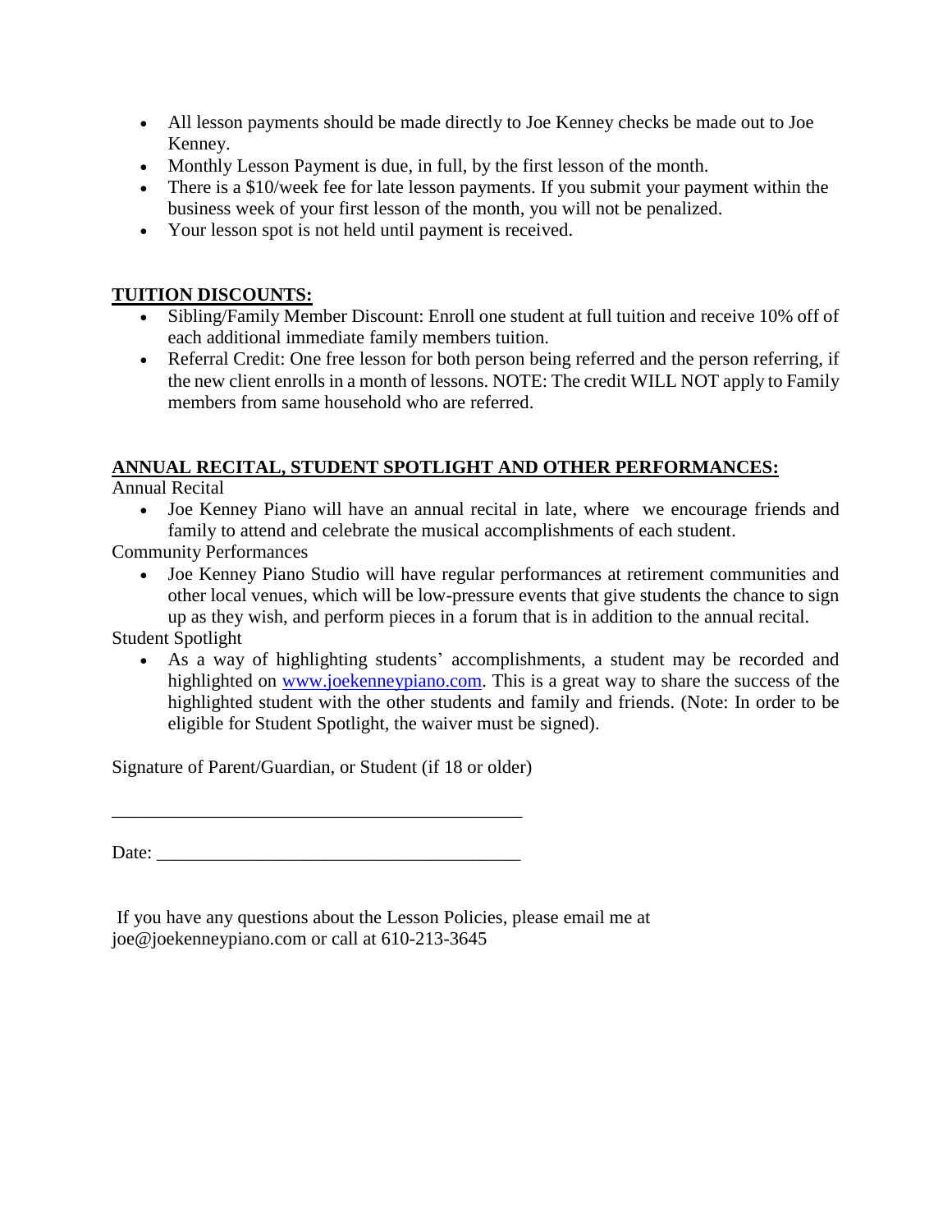- All lesson payments should be made directly to Joe Kenney checks be made out to Joe Kenney.
- Monthly Lesson Payment is due, in full, by the first lesson of the month.
- There is a $10/week fee for late lesson payments. If you submit your payment within the business week of your first lesson of the month, you will not be penalized.
- Your lesson spot is not held until payment is received.

**TUITION DISCOUNTS:**

- Sibling/Family Member Discount: Enroll one student at full tuition and receive 10% off of each additional immediate family members tuition.
- Referral Credit: One free lesson for both person being referred and the person referring, if the new client enrolls in a month of lessons. NOTE: The credit WILL NOT apply to Family members from same household who are referred.

**ANNUAL RECITAL, STUDENT SPOTLIGHT AND OTHER PERFORMANCES:**

Annual Recital

- Joe Kenney Piano will have an annual recital in late, where we encourage friends and family to attend and celebrate the musical accomplishments of each student.

Community Performances

- Joe Kenney Piano Studio will have regular performances at retirement communities and other local venues, which will be low-pressure events that give students the chance to sign up as they wish, and perform pieces in a forum that is in addition to the annual recital.

Student Spotlight

- As a way of highlighting students' accomplishments, a student may be recorded and highlighted on [www.joekenneypiano.com](http://www.joekenneypiano.com). This is a great way to share the success of the highlighted student with the other students and family and friends. (Note: In order to be eligible for Student Spotlight, the waiver must be signed).

Signature of Parent/Guardian, or Student (if 18 or older)

_____________________________________________

Date: ________________________________________

If you have any questions about the Lesson Policies, please email me at joe@joekenneypiano.com or call at 610-213-3645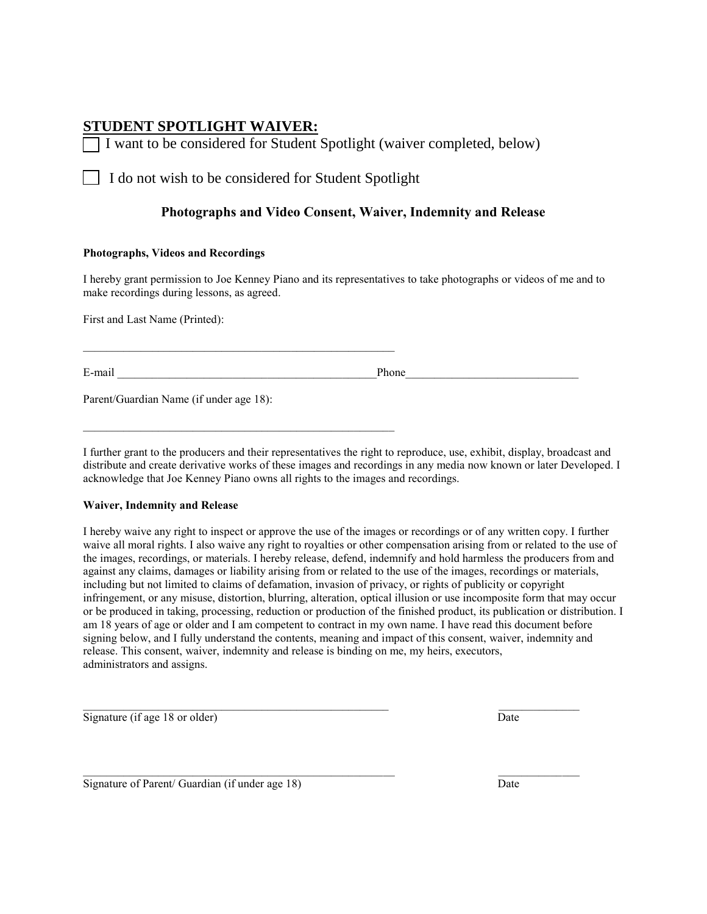## STUDENT SPOTLIGHT WAIVER:

☐ I want to be considered for Student Spotlight (waiver completed, below)

☐ I do not wish to be considered for Student Spotlight

### Photographs and Video Consent, Waiver, Indemnity and Release

**Photographs, Videos and Recordings**

I hereby grant permission to Joe Kenney Piano and its representatives to take photographs or videos of me and to make recordings during lessons, as agreed.

First and Last Name (Printed):

_________________________________________________________

E-mail _______________________________________________Phone_______________________________

Parent/Guardian Name (if under age 18):

_________________________________________________________

I further grant to the producers and their representatives the right to reproduce, use, exhibit, display, broadcast and distribute and create derivative works of these images and recordings in any media now known or later Developed. I acknowledge that Joe Kenney Piano owns all rights to the images and recordings.

**Waiver, Indemnity and Release**

I hereby waive any right to inspect or approve the use of the images or recordings or of any written copy. I further waive all moral rights. I also waive any right to royalties or other compensation arising from or related to the use of the images, recordings, or materials. I hereby release, defend, indemnify and hold harmless the producers from and against any claims, damages or liability arising from or related to the use of the images, recordings or materials, including but not limited to claims of defamation, invasion of privacy, or rights of publicity or copyright infringement, or any misuse, distortion, blurring, alteration, optical illusion or use incomposite form that may occur or be produced in taking, processing, reduction or production of the finished product, its publication or distribution. I am 18 years of age or older and I am competent to contract in my own name. I have read this document before signing below, and I fully understand the contents, meaning and impact of this consent, waiver, indemnity and release. This consent, waiver, indemnity and release is binding on me, my heirs, executors, administrators and assigns.

_________________________________________________________ _______________

Signature (if age 18 or older) Date

_________________________________________________________ _______________

Signature of Parent/ Guardian (if under age 18) Date